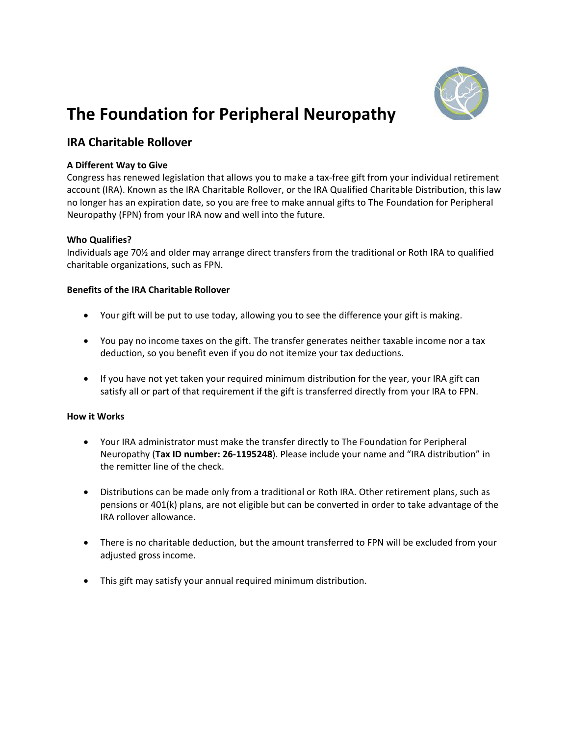# The Foundation for Peripheral Neuropathy

## IRA Charitable Rollover

**A Different Way to Give**

Congress has renewed legislation that allows you to make a tax-free gift from your individual retirement account (IRA). Known as the IRA Charitable Rollover, or the IRA Qualified Charitable Distribution, this law no longer has an expiration date, so you are free to make annual gifts to The Foundation for Peripheral Neuropathy (FPN) from your IRA now and well into the future.

**Who Qualifies?**

Individuals age 70½ and older may arrange direct transfers from the traditional or Roth IRA to qualified charitable organizations, such as FPN.

**Benefits of the IRA Charitable Rollover**

- Your gift will be put to use today, allowing you to see the difference your gift is making.
- You pay no income taxes on the gift. The transfer generates neither taxable income nor a tax deduction, so you benefit even if you do not itemize your tax deductions.
- If you have not yet taken your required minimum distribution for the year, your IRA gift can satisfy all or part of that requirement if the gift is transferred directly from your IRA to FPN.

**How it Works**

- Your IRA administrator must make the transfer directly to The Foundation for Peripheral Neuropathy (**Tax ID number: 26-1195248**). Please include your name and "IRA distribution" in the remitter line of the check.
- Distributions can be made only from a traditional or Roth IRA. Other retirement plans, such as pensions or 401(k) plans, are not eligible but can be converted in order to take advantage of the IRA rollover allowance.
- There is no charitable deduction, but the amount transferred to FPN will be excluded from your adjusted gross income.
- This gift may satisfy your annual required minimum distribution.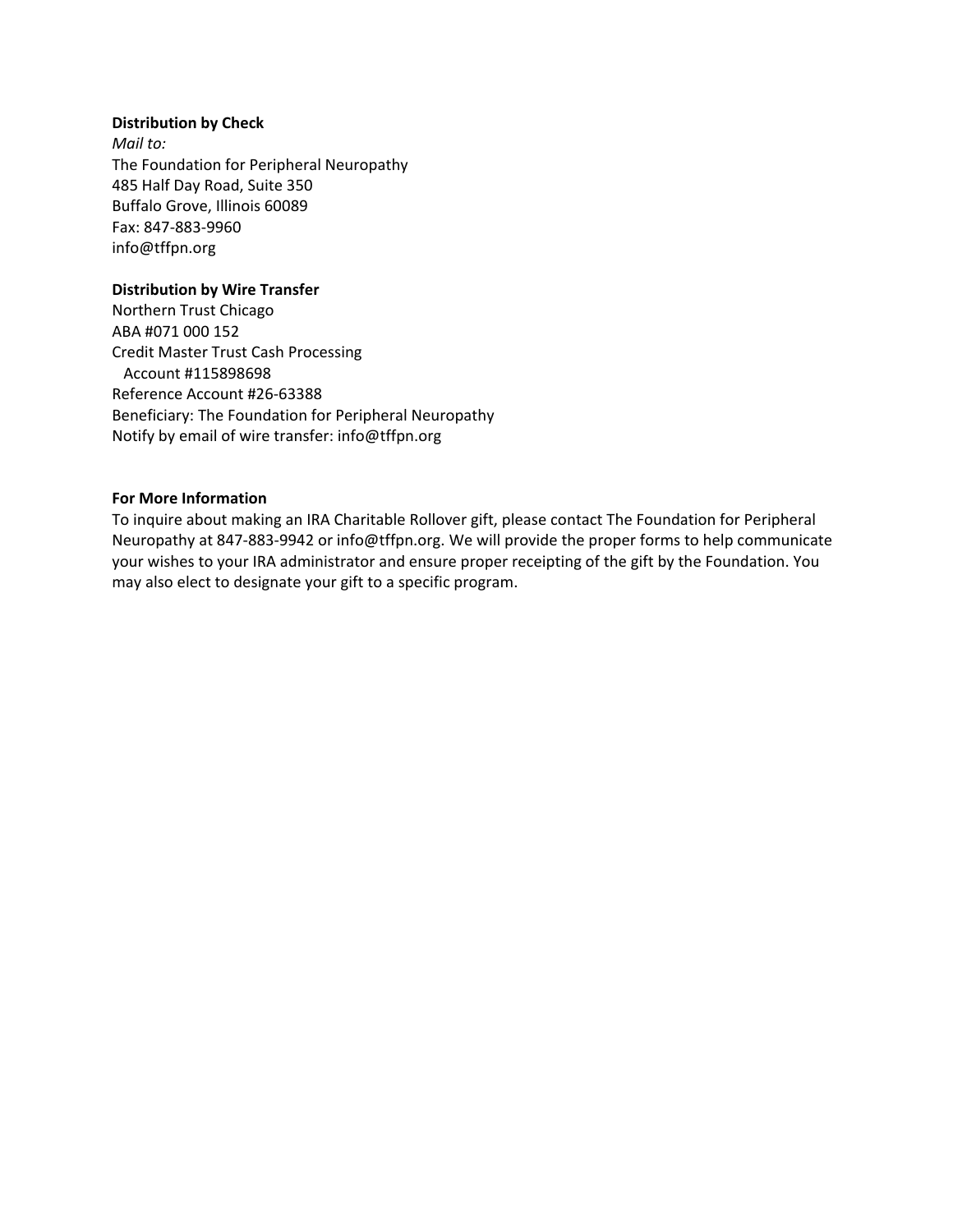**Distribution by Check**

*Mail to:*
The Foundation for Peripheral Neuropathy
485 Half Day Road, Suite 350
Buffalo Grove, Illinois 60089
Fax: 847-883-9960
info@tffpn.org

**Distribution by Wire Transfer**

Northern Trust Chicago
ABA #071 000 152
Credit Master Trust Cash Processing
Account #115898698
Reference Account #26-63388
Beneficiary: The Foundation for Peripheral Neuropathy
Notify by email of wire transfer: info@tffpn.org

**For More Information**

To inquire about making an IRA Charitable Rollover gift, please contact The Foundation for Peripheral Neuropathy at 847-883-9942 or info@tffpn.org. We will provide the proper forms to help communicate your wishes to your IRA administrator and ensure proper receipting of the gift by the Foundation. You may also elect to designate your gift to a specific program.